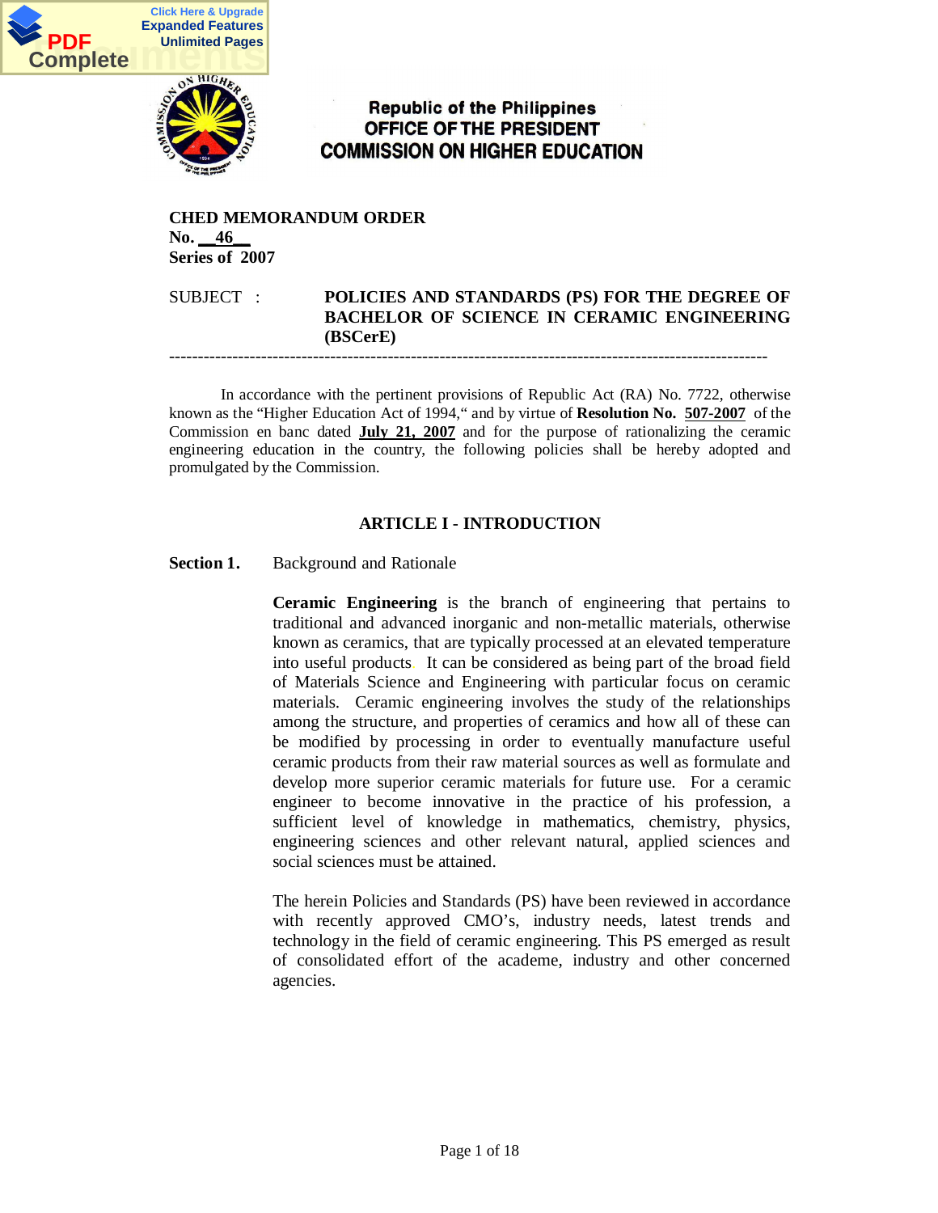Republic of the Philippines
OFFICE OF THE PRESIDENT
COMMISSION ON HIGHER EDUCATION

**CHED MEMORANDUM ORDER**
**No. __46__**
**Series of 2007**

SUBJECT : **POLICIES AND STANDARDS (PS) FOR THE DEGREE OF BACHELOR OF SCIENCE IN CERAMIC ENGINEERING (BSCerE)**

---

In accordance with the pertinent provisions of Republic Act (RA) No. 7722, otherwise known as the "Higher Education Act of 1994," and by virtue of **Resolution No. 507-2007** of the Commission en banc dated **July 21, 2007** and for the purpose of rationalizing the ceramic engineering education in the country, the following policies shall be hereby adopted and promulgated by the Commission.

## ARTICLE I - INTRODUCTION

**Section 1.** Background and Rationale

**Ceramic Engineering** is the branch of engineering that pertains to traditional and advanced inorganic and non-metallic materials, otherwise known as ceramics, that are typically processed at an elevated temperature into useful products. It can be considered as being part of the broad field of Materials Science and Engineering with particular focus on ceramic materials. Ceramic engineering involves the study of the relationships among the structure, and properties of ceramics and how all of these can be modified by processing in order to eventually manufacture useful ceramic products from their raw material sources as well as formulate and develop more superior ceramic materials for future use. For a ceramic engineer to become innovative in the practice of his profession, a sufficient level of knowledge in mathematics, chemistry, physics, engineering sciences and other relevant natural, applied sciences and social sciences must be attained.

The herein Policies and Standards (PS) have been reviewed in accordance with recently approved CMO's, industry needs, latest trends and technology in the field of ceramic engineering. This PS emerged as result of consolidated effort of the academe, industry and other concerned agencies.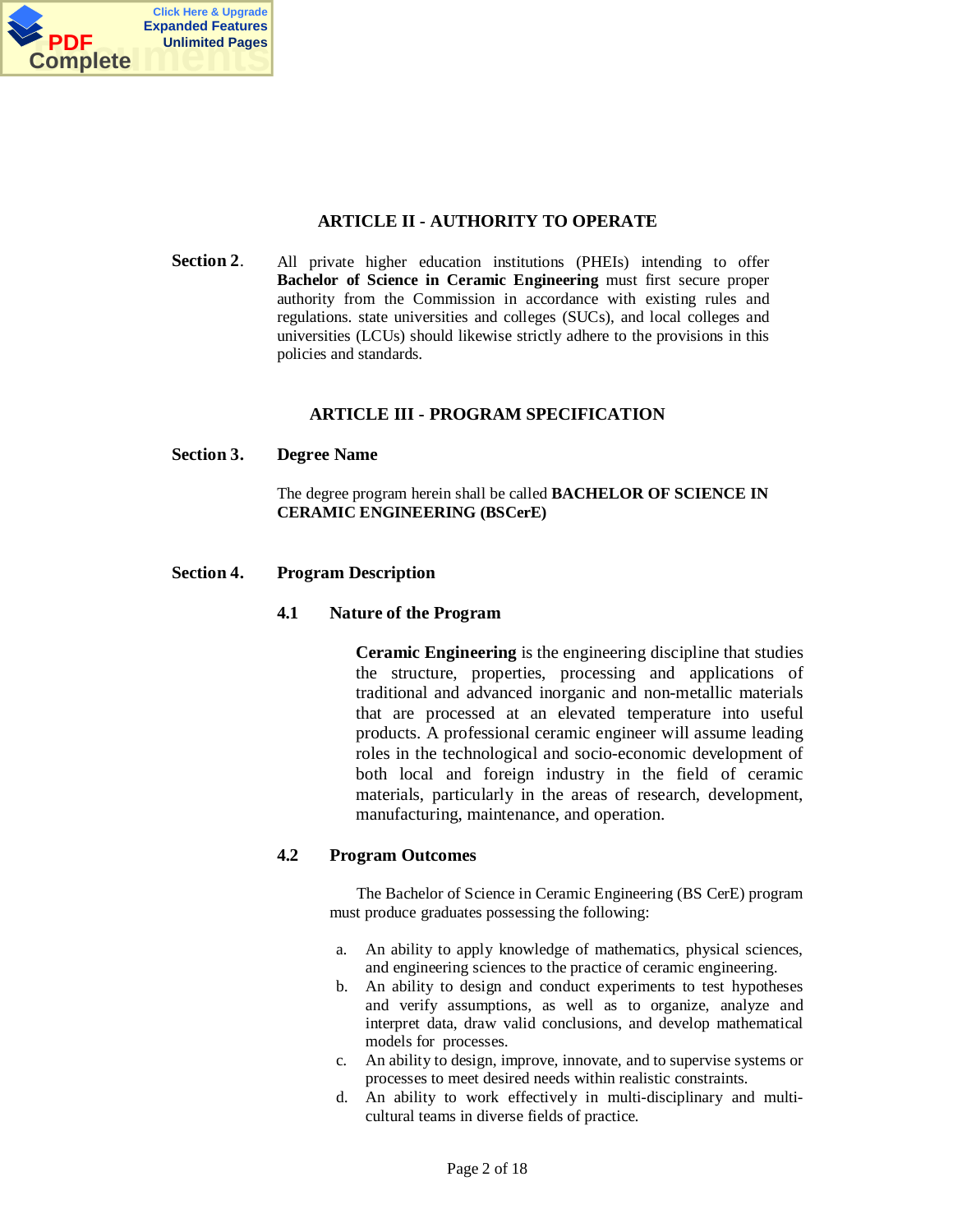## ARTICLE II - AUTHORITY TO OPERATE

**Section 2**. All private higher education institutions (PHEIs) intending to offer **Bachelor of Science in Ceramic Engineering** must first secure proper authority from the Commission in accordance with existing rules and regulations. state universities and colleges (SUCs), and local colleges and universities (LCUs) should likewise strictly adhere to the provisions in this policies and standards.

## ARTICLE III - PROGRAM SPECIFICATION

**Section 3. Degree Name**

The degree program herein shall be called **BACHELOR OF SCIENCE IN CERAMIC ENGINEERING (BSCerE)**

**Section 4. Program Description**

**4.1 Nature of the Program**

**Ceramic Engineering** is the engineering discipline that studies the structure, properties, processing and applications of traditional and advanced inorganic and non-metallic materials that are processed at an elevated temperature into useful products. A professional ceramic engineer will assume leading roles in the technological and socio-economic development of both local and foreign industry in the field of ceramic materials, particularly in the areas of research, development, manufacturing, maintenance, and operation.

**4.2 Program Outcomes**

The Bachelor of Science in Ceramic Engineering (BS CerE) program must produce graduates possessing the following:

a. An ability to apply knowledge of mathematics, physical sciences, and engineering sciences to the practice of ceramic engineering.
b. An ability to design and conduct experiments to test hypotheses and verify assumptions, as well as to organize, analyze and interpret data, draw valid conclusions, and develop mathematical models for processes.
c. An ability to design, improve, innovate, and to supervise systems or processes to meet desired needs within realistic constraints.
d. An ability to work effectively in multi-disciplinary and multi-cultural teams in diverse fields of practice.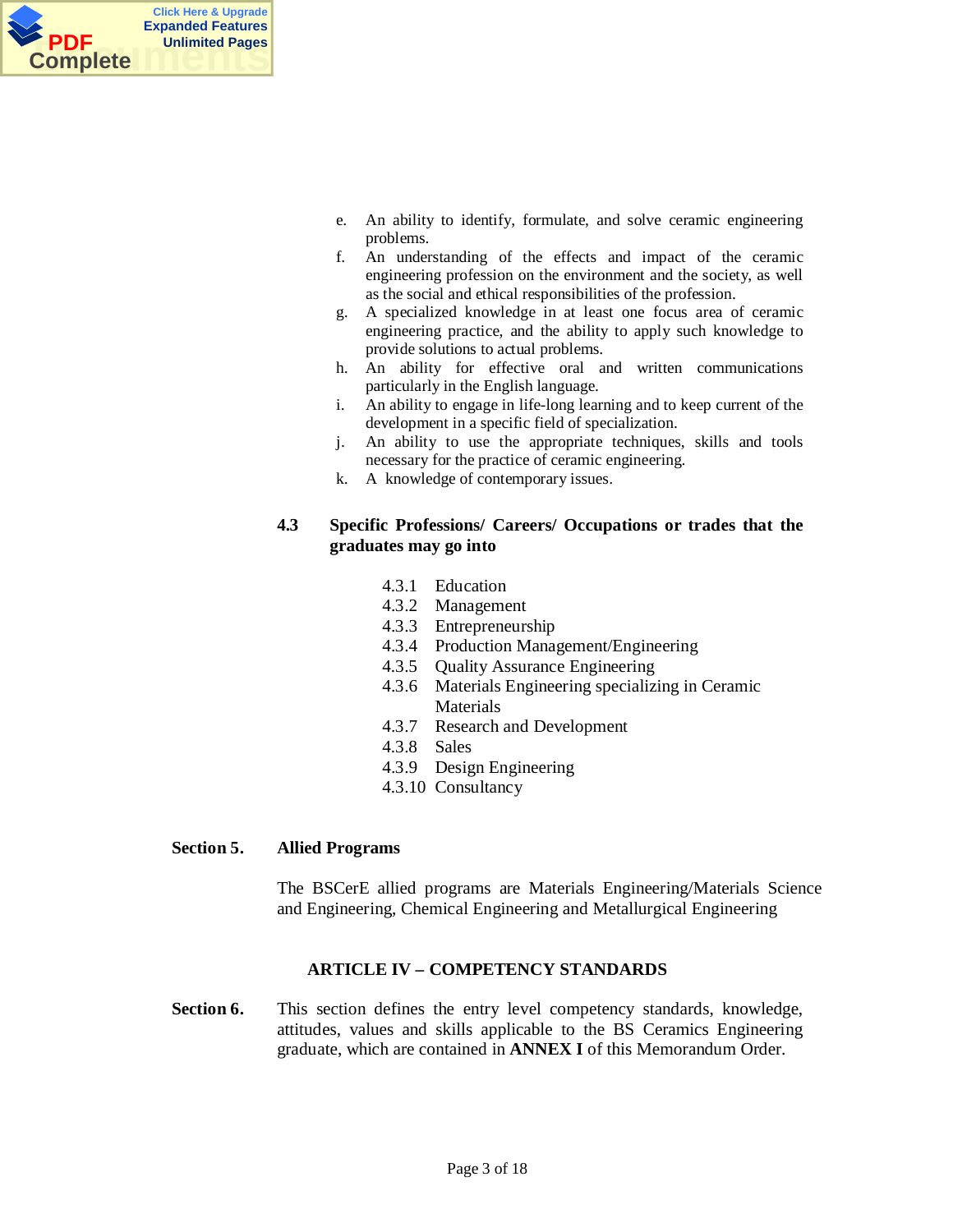e. An ability to identify, formulate, and solve ceramic engineering problems.
f. An understanding of the effects and impact of the ceramic engineering profession on the environment and the society, as well as the social and ethical responsibilities of the profession.
g. A specialized knowledge in at least one focus area of ceramic engineering practice, and the ability to apply such knowledge to provide solutions to actual problems.
h. An ability for effective oral and written communications particularly in the English language.
i. An ability to engage in life-long learning and to keep current of the development in a specific field of specialization.
j. An ability to use the appropriate techniques, skills and tools necessary for the practice of ceramic engineering.
k. A knowledge of contemporary issues.

**4.3 Specific Professions/ Careers/ Occupations or trades that the graduates may go into**

4.3.1 Education
4.3.2 Management
4.3.3 Entrepreneurship
4.3.4 Production Management/Engineering
4.3.5 Quality Assurance Engineering
4.3.6 Materials Engineering specializing in Ceramic Materials
4.3.7 Research and Development
4.3.8 Sales
4.3.9 Design Engineering
4.3.10 Consultancy

**Section 5. Allied Programs**

The BSCerE allied programs are Materials Engineering/Materials Science and Engineering, Chemical Engineering and Metallurgical Engineering

## ARTICLE IV – COMPETENCY STANDARDS

**Section 6.** This section defines the entry level competency standards, knowledge, attitudes, values and skills applicable to the BS Ceramics Engineering graduate, which are contained in **ANNEX I** of this Memorandum Order.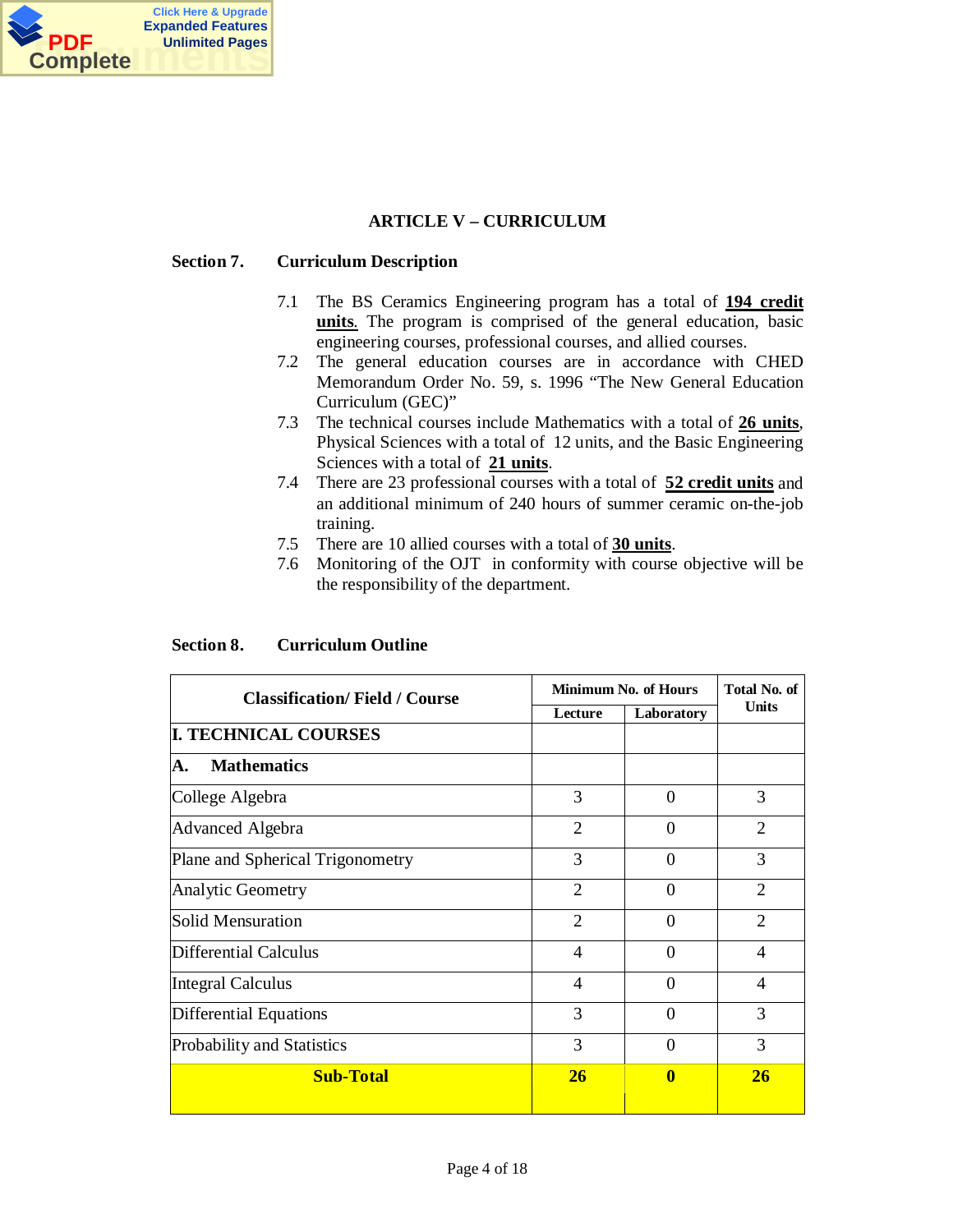## ARTICLE V – CURRICULUM

**Section 7. Curriculum Description**

7.1 The BS Ceramics Engineering program has a total of **194 credit units**. The program is comprised of the general education, basic engineering courses, professional courses, and allied courses.

7.2 The general education courses are in accordance with CHED Memorandum Order No. 59, s. 1996 "The New General Education Curriculum (GEC)"

7.3 The technical courses include Mathematics with a total of **26 units**, Physical Sciences with a total of 12 units, and the Basic Engineering Sciences with a total of **21 units**.

7.4 There are 23 professional courses with a total of **52 credit units** and an additional minimum of 240 hours of summer ceramic on-the-job training.

7.5 There are 10 allied courses with a total of **30 units**.

7.6 Monitoring of the OJT in conformity with course objective will be the responsibility of the department.

**Section 8. Curriculum Outline**

| Classification/ Field / Course | Minimum No. of Hours | | Total No. of Units |
|---|---|---|---|
| | Lecture | Laboratory | |
| **I. TECHNICAL COURSES** | | | |
| **A. Mathematics** | | | |
| College Algebra | 3 | 0 | 3 |
| Advanced Algebra | 2 | 0 | 2 |
| Plane and Spherical Trigonometry | 3 | 0 | 3 |
| Analytic Geometry | 2 | 0 | 2 |
| Solid Mensuration | 2 | 0 | 2 |
| Differential Calculus | 4 | 0 | 4 |
| Integral Calculus | 4 | 0 | 4 |
| Differential Equations | 3 | 0 | 3 |
| Probability and Statistics | 3 | 0 | 3 |
| **Sub-Total** | **26** | **0** | **26** |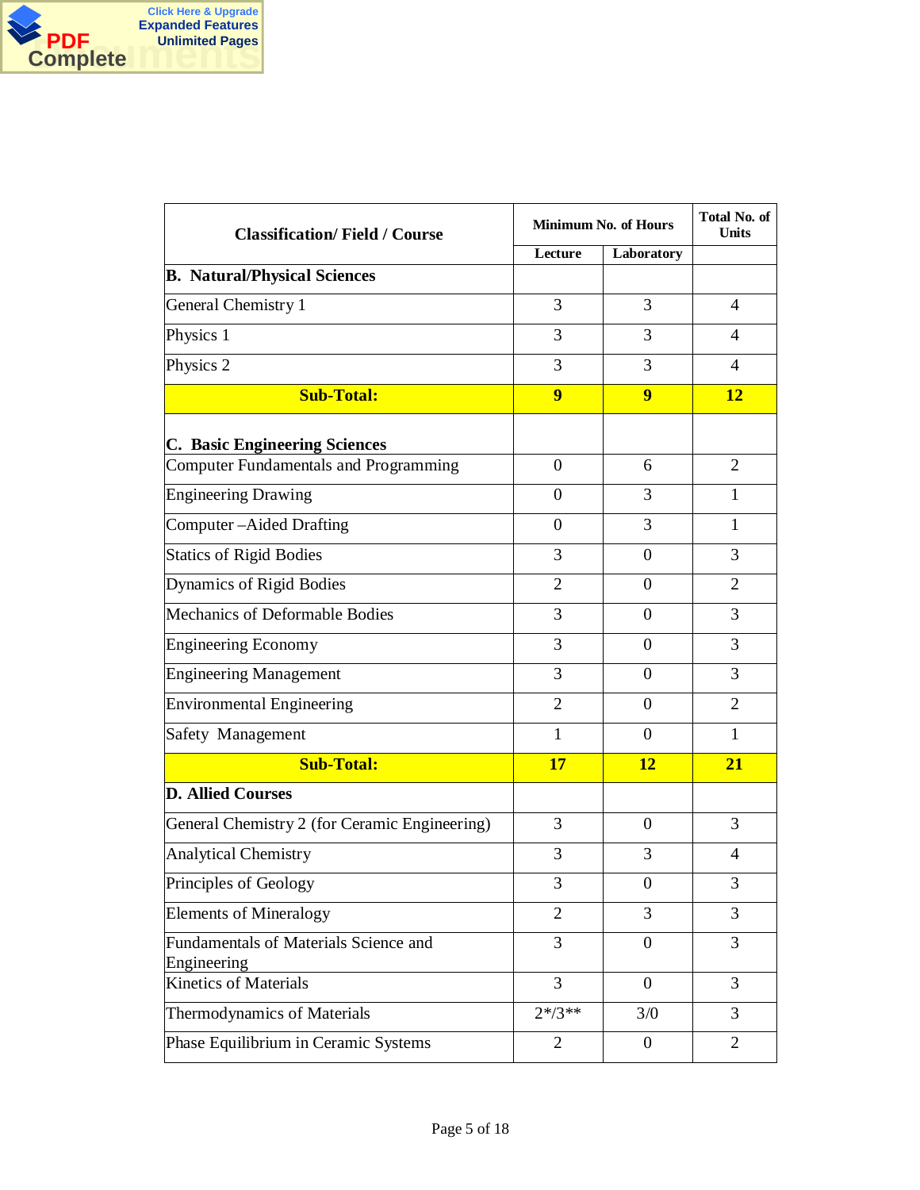| Classification/ Field / Course | Minimum No. of Hours | | Total No. of Units |
|---|---|---|---|
| | Lecture | Laboratory | |
| **B. Natural/Physical Sciences** | | | |
| General Chemistry 1 | 3 | 3 | 4 |
| Physics 1 | 3 | 3 | 4 |
| Physics 2 | 3 | 3 | 4 |
| **Sub-Total:** | **9** | **9** | **12** |
| **C. Basic Engineering Sciences** | | | |
| Computer Fundamentals and Programming | 0 | 6 | 2 |
| Engineering Drawing | 0 | 3 | 1 |
| Computer –Aided Drafting | 0 | 3 | 1 |
| Statics of Rigid Bodies | 3 | 0 | 3 |
| Dynamics of Rigid Bodies | 2 | 0 | 2 |
| Mechanics of Deformable Bodies | 3 | 0 | 3 |
| Engineering Economy | 3 | 0 | 3 |
| Engineering Management | 3 | 0 | 3 |
| Environmental Engineering | 2 | 0 | 2 |
| Safety Management | 1 | 0 | 1 |
| **Sub-Total:** | **17** | **12** | **21** |
| **D. Allied Courses** | | | |
| General Chemistry 2 (for Ceramic Engineering) | 3 | 0 | 3 |
| Analytical Chemistry | 3 | 3 | 4 |
| Principles of Geology | 3 | 0 | 3 |
| Elements of Mineralogy | 2 | 3 | 3 |
| Fundamentals of Materials Science and Engineering | 3 | 0 | 3 |
| Kinetics of Materials | 3 | 0 | 3 |
| Thermodynamics of Materials | 2*/3** | 3/0 | 3 |
| Phase Equilibrium in Ceramic Systems | 2 | 0 | 2 |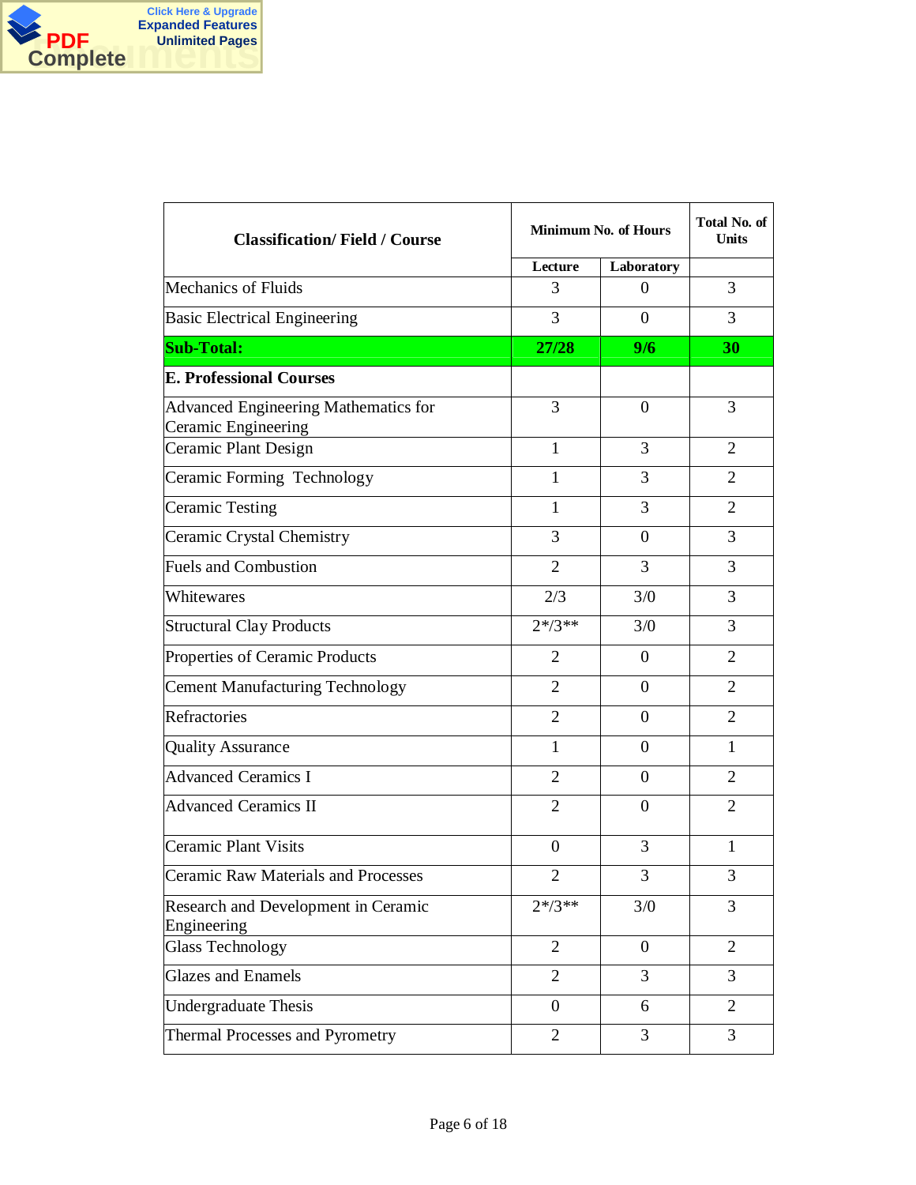| Classification/ Field / Course | Minimum No. of Hours | | Total No. of Units |
|---|---|---|---|
| | Lecture | Laboratory | |
| Mechanics of Fluids | 3 | 0 | 3 |
| Basic Electrical Engineering | 3 | 0 | 3 |
| **Sub-Total:** | **27/28** | **9/6** | **30** |
| **E. Professional Courses** | | | |
| Advanced Engineering Mathematics for Ceramic Engineering | 3 | 0 | 3 |
| Ceramic Plant Design | 1 | 3 | 2 |
| Ceramic Forming Technology | 1 | 3 | 2 |
| Ceramic Testing | 1 | 3 | 2 |
| Ceramic Crystal Chemistry | 3 | 0 | 3 |
| Fuels and Combustion | 2 | 3 | 3 |
| Whitewares | 2/3 | 3/0 | 3 |
| Structural Clay Products | 2*/3** | 3/0 | 3 |
| Properties of Ceramic Products | 2 | 0 | 2 |
| Cement Manufacturing Technology | 2 | 0 | 2 |
| Refractories | 2 | 0 | 2 |
| Quality Assurance | 1 | 0 | 1 |
| Advanced Ceramics I | 2 | 0 | 2 |
| Advanced Ceramics II | 2 | 0 | 2 |
| Ceramic Plant Visits | 0 | 3 | 1 |
| Ceramic Raw Materials and Processes | 2 | 3 | 3 |
| Research and Development in Ceramic Engineering | 2*/3** | 3/0 | 3 |
| Glass Technology | 2 | 0 | 2 |
| Glazes and Enamels | 2 | 3 | 3 |
| Undergraduate Thesis | 0 | 6 | 2 |
| Thermal Processes and Pyrometry | 2 | 3 | 3 |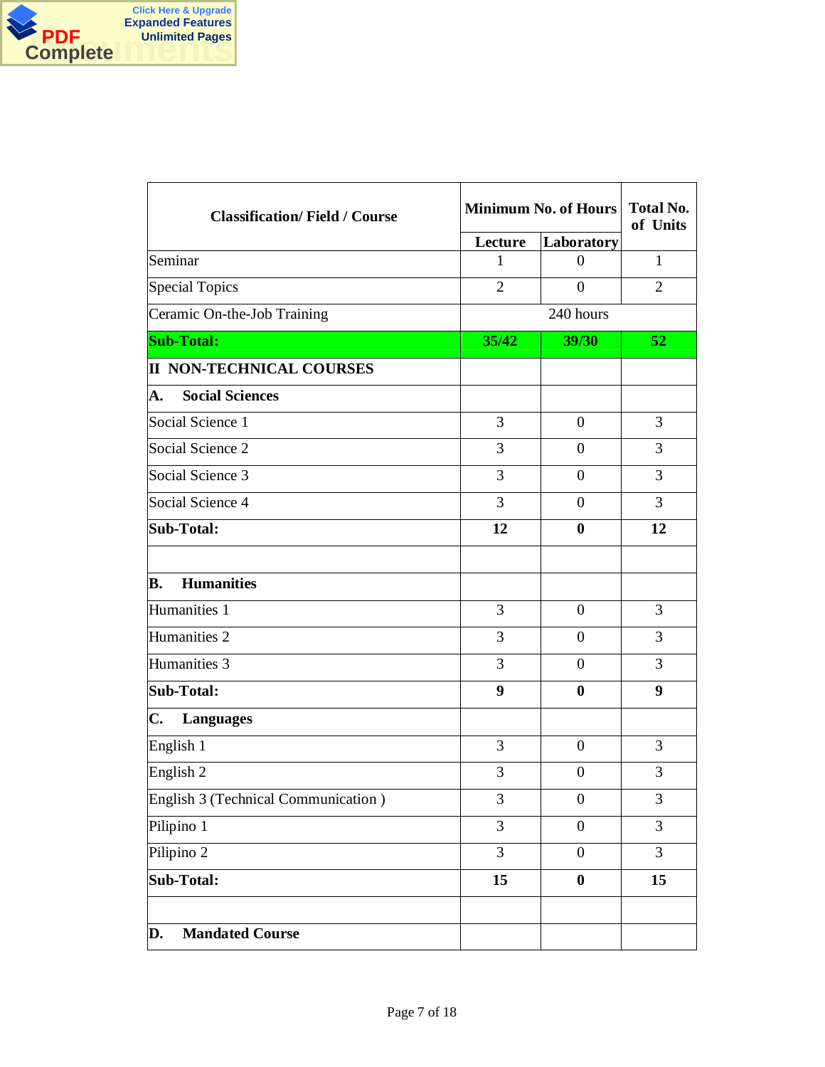| Classification/ Field / Course | Minimum No. of Hours | | Total No. of Units |
|---|---|---|---|
| | Lecture | Laboratory | |
| Seminar | 1 | 0 | 1 |
| Special Topics | 2 | 0 | 2 |
| Ceramic On-the-Job Training | 240 hours | | |
| **Sub-Total:** | **35/42** | **39/30** | **52** |
| **II NON-TECHNICAL COURSES** | | | |
| **A. Social Sciences** | | | |
| Social Science 1 | 3 | 0 | 3 |
| Social Science 2 | 3 | 0 | 3 |
| Social Science 3 | 3 | 0 | 3 |
| Social Science 4 | 3 | 0 | 3 |
| **Sub-Total:** | **12** | **0** | **12** |
| | | | |
| **B. Humanities** | | | |
| Humanities 1 | 3 | 0 | 3 |
| Humanities 2 | 3 | 0 | 3 |
| Humanities 3 | 3 | 0 | 3 |
| **Sub-Total:** | **9** | **0** | **9** |
| **C. Languages** | | | |
| English 1 | 3 | 0 | 3 |
| English 2 | 3 | 0 | 3 |
| English 3 (Technical Communication ) | 3 | 0 | 3 |
| Pilipino 1 | 3 | 0 | 3 |
| Pilipino 2 | 3 | 0 | 3 |
| **Sub-Total:** | **15** | **0** | **15** |
| | | | |
| **D. Mandated Course** | | | |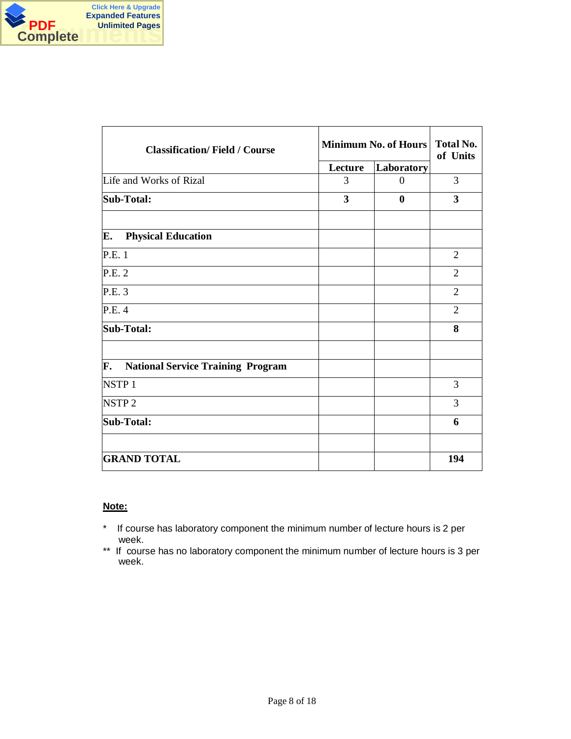| Classification/ Field / Course | Minimum No. of Hours | | Total No. of Units |
|---|---|---|---|
| | **Lecture** | **Laboratory** | |
| Life and Works of Rizal | 3 | 0 | 3 |
| **Sub-Total:** | **3** | **0** | **3** |
| | | | |
| **E. Physical Education** | | | |
| P.E. 1 | | | 2 |
| P.E. 2 | | | 2 |
| P.E. 3 | | | 2 |
| P.E. 4 | | | 2 |
| **Sub-Total:** | | | **8** |
| | | | |
| **F. National Service Training Program** | | | |
| NSTP 1 | | | 3 |
| NSTP 2 | | | 3 |
| **Sub-Total:** | | | **6** |
| | | | |
| **GRAND TOTAL** | | | **194** |

**Note:**

* If course has laboratory component the minimum number of lecture hours is 2 per week.

** If course has no laboratory component the minimum number of lecture hours is 3 per week.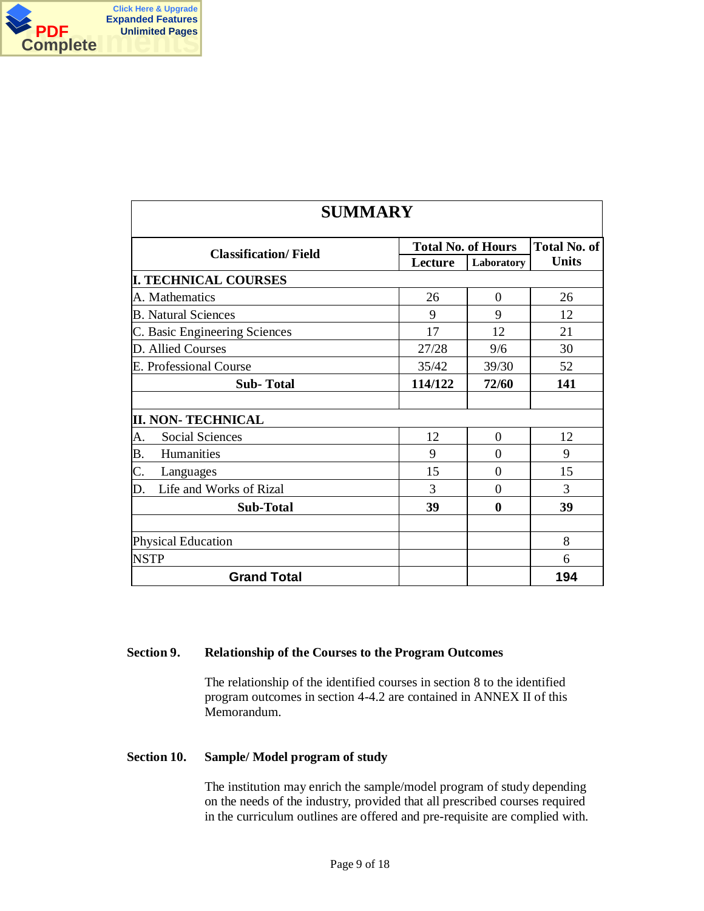| SUMMARY | | | |
|---|---|---|---|
| **Classification/ Field** | **Total No. of Hours** | | **Total No. of Units** |
| | **Lecture** | **Laboratory** | |
| **I. TECHNICAL COURSES** | | | |
| A. Mathematics | 26 | 0 | 26 |
| B. Natural Sciences | 9 | 9 | 12 |
| C. Basic Engineering Sciences | 17 | 12 | 21 |
| D. Allied Courses | 27/28 | 9/6 | 30 |
| E. Professional Course | 35/42 | 39/30 | 52 |
| **Sub- Total** | **114/122** | **72/60** | **141** |
| | | | |
| **II. NON- TECHNICAL** | | | |
| A. Social Sciences | 12 | 0 | 12 |
| B. Humanities | 9 | 0 | 9 |
| C. Languages | 15 | 0 | 15 |
| D. Life and Works of Rizal | 3 | 0 | 3 |
| **Sub-Total** | **39** | **0** | **39** |
| | | | |
| Physical Education | | | 8 |
| NSTP | | | 6 |
| **Grand Total** | | | **194** |

**Section 9. Relationship of the Courses to the Program Outcomes**

The relationship of the identified courses in section 8 to the identified program outcomes in section 4-4.2 are contained in ANNEX II of this Memorandum.

**Section 10. Sample/ Model program of study**

The institution may enrich the sample/model program of study depending on the needs of the industry, provided that all prescribed courses required in the curriculum outlines are offered and pre-requisite are complied with.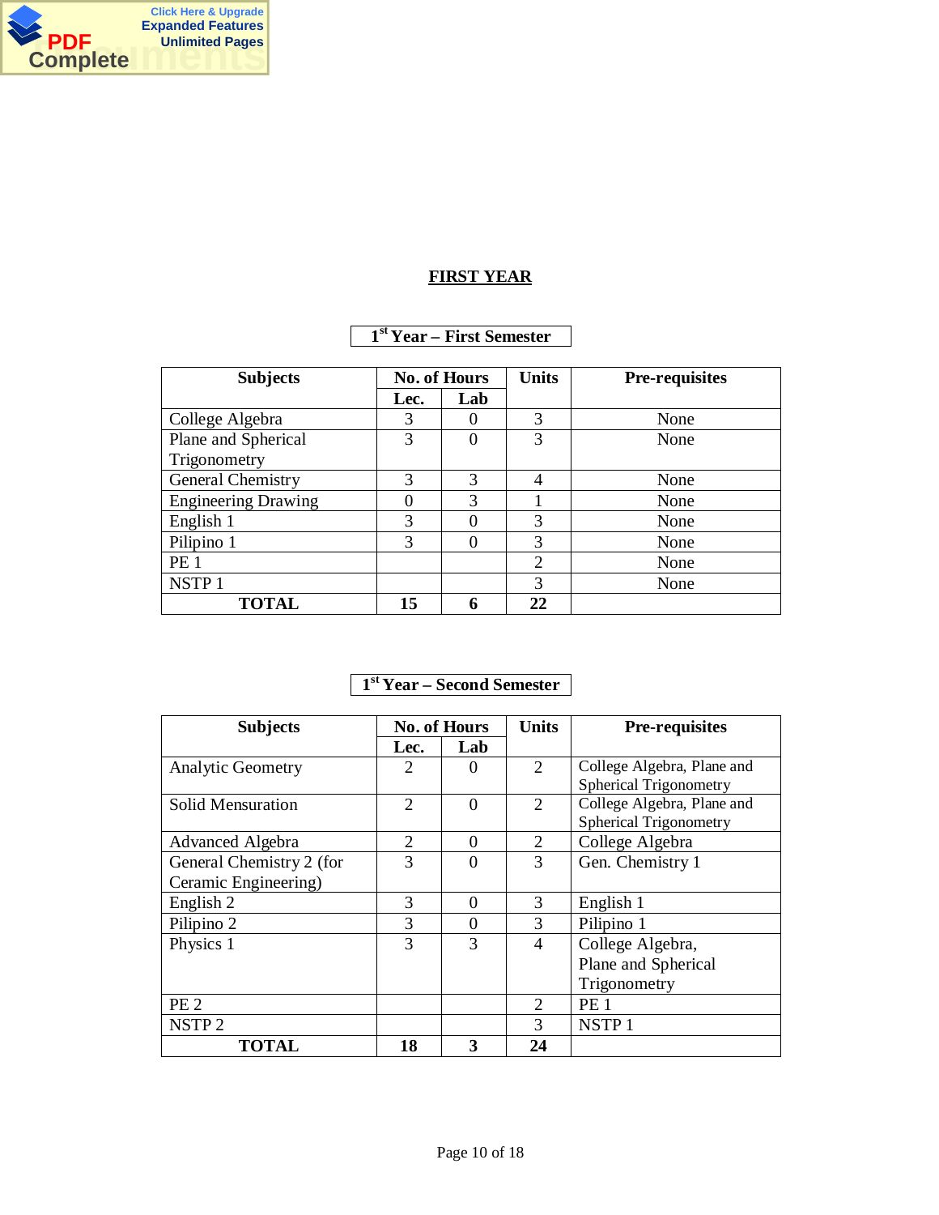## FIRST YEAR

### 1st Year – First Semester

| Subjects | No. of Hours | | Units | Pre-requisites |
|---|---|---|---|---|
| | Lec. | Lab | | |
| College Algebra | 3 | 0 | 3 | None |
| Plane and Spherical Trigonometry | 3 | 0 | 3 | None |
| General Chemistry | 3 | 3 | 4 | None |
| Engineering Drawing | 0 | 3 | 1 | None |
| English 1 | 3 | 0 | 3 | None |
| Pilipino 1 | 3 | 0 | 3 | None |
| PE 1 | | | 2 | None |
| NSTP 1 | | | 3 | None |
| **TOTAL** | **15** | **6** | **22** | |

### 1st Year – Second Semester

| Subjects | No. of Hours | | Units | Pre-requisites |
|---|---|---|---|---|
| | Lec. | Lab | | |
| Analytic Geometry | 2 | 0 | 2 | College Algebra, Plane and Spherical Trigonometry |
| Solid Mensuration | 2 | 0 | 2 | College Algebra, Plane and Spherical Trigonometry |
| Advanced Algebra | 2 | 0 | 2 | College Algebra |
| General Chemistry 2 (for Ceramic Engineering) | 3 | 0 | 3 | Gen. Chemistry 1 |
| English 2 | 3 | 0 | 3 | English 1 |
| Pilipino 2 | 3 | 0 | 3 | Pilipino 1 |
| Physics 1 | 3 | 3 | 4 | College Algebra, Plane and Spherical Trigonometry |
| PE 2 | | | 2 | PE 1 |
| NSTP 2 | | | 3 | NSTP 1 |
| **TOTAL** | **18** | **3** | **24** | |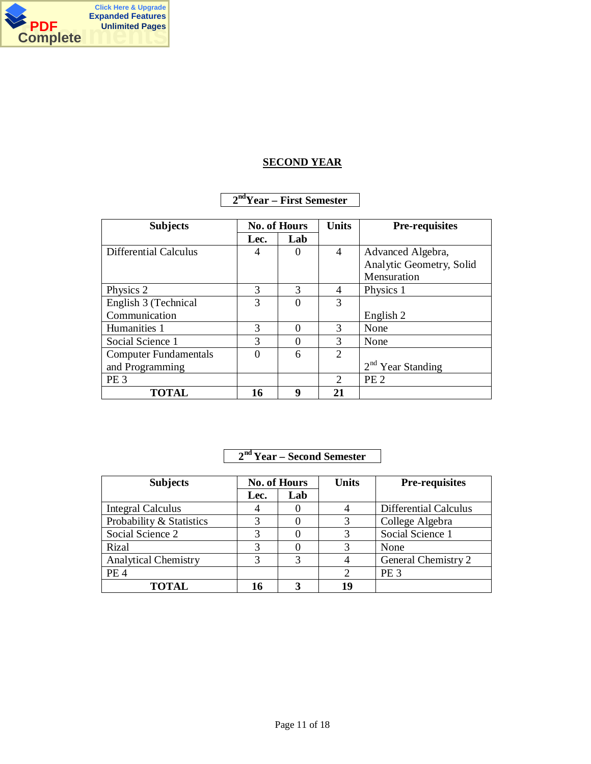## SECOND YEAR

### 2nd Year – First Semester

| Subjects | No. of Hours | | Units | Pre-requisites |
|---|---|---|---|---|
| | Lec. | Lab | | |
| Differential Calculus | 4 | 0 | 4 | Advanced Algebra, Analytic Geometry, Solid Mensuration |
| Physics 2 | 3 | 3 | 4 | Physics 1 |
| English 3 (Technical Communication | 3 | 0 | 3 | English 2 |
| Humanities 1 | 3 | 0 | 3 | None |
| Social Science 1 | 3 | 0 | 3 | None |
| Computer Fundamentals and Programming | 0 | 6 | 2 | 2nd Year Standing |
| PE 3 | | | 2 | PE 2 |
| **TOTAL** | **16** | **9** | **21** | |

### 2nd Year – Second Semester

| Subjects | No. of Hours | | Units | Pre-requisites |
|---|---|---|---|---|
| | Lec. | Lab | | |
| Integral Calculus | 4 | 0 | 4 | Differential Calculus |
| Probability & Statistics | 3 | 0 | 3 | College Algebra |
| Social Science 2 | 3 | 0 | 3 | Social Science 1 |
| Rizal | 3 | 0 | 3 | None |
| Analytical Chemistry | 3 | 3 | 4 | General Chemistry 2 |
| PE 4 | | | 2 | PE 3 |
| **TOTAL** | **16** | **3** | **19** | |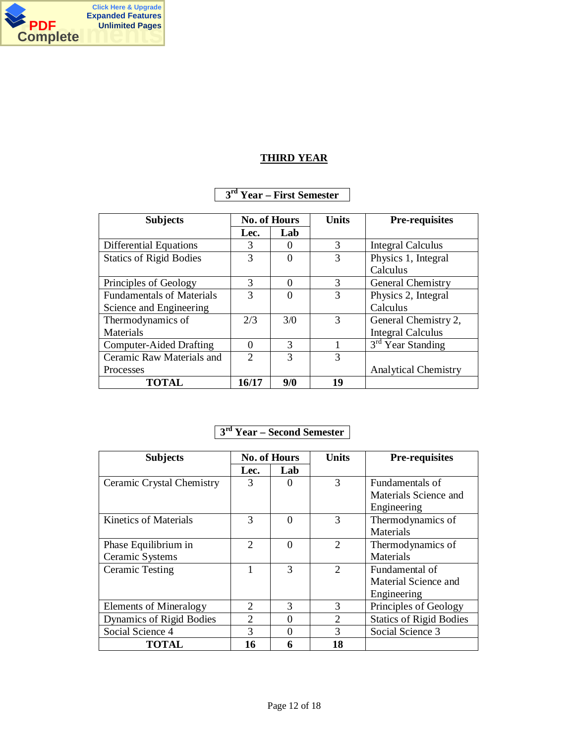## THIRD YEAR

### 3rd Year – First Semester

| Subjects | No. of Hours | | Units | Pre-requisites |
|---|---|---|---|---|
| | Lec. | Lab | | |
| Differential Equations | 3 | 0 | 3 | Integral Calculus |
| Statics of Rigid Bodies | 3 | 0 | 3 | Physics 1, Integral Calculus |
| Principles of Geology | 3 | 0 | 3 | General Chemistry |
| Fundamentals of Materials Science and Engineering | 3 | 0 | 3 | Physics 2, Integral Calculus |
| Thermodynamics of Materials | 2/3 | 3/0 | 3 | General Chemistry 2, Integral Calculus |
| Computer-Aided Drafting | 0 | 3 | 1 | 3rd Year Standing |
| Ceramic Raw Materials and Processes | 2 | 3 | 3 | Analytical Chemistry |
| **TOTAL** | **16/17** | **9/0** | **19** | |

### 3rd Year – Second Semester

| Subjects | No. of Hours | | Units | Pre-requisites |
|---|---|---|---|---|
| | Lec. | Lab | | |
| Ceramic Crystal Chemistry | 3 | 0 | 3 | Fundamentals of Materials Science and Engineering |
| Kinetics of Materials | 3 | 0 | 3 | Thermodynamics of Materials |
| Phase Equilibrium in Ceramic Systems | 2 | 0 | 2 | Thermodynamics of Materials |
| Ceramic Testing | 1 | 3 | 2 | Fundamental of Material Science and Engineering |
| Elements of Mineralogy | 2 | 3 | 3 | Principles of Geology |
| Dynamics of Rigid Bodies | 2 | 0 | 2 | Statics of Rigid Bodies |
| Social Science 4 | 3 | 0 | 3 | Social Science 3 |
| **TOTAL** | **16** | **6** | **18** | |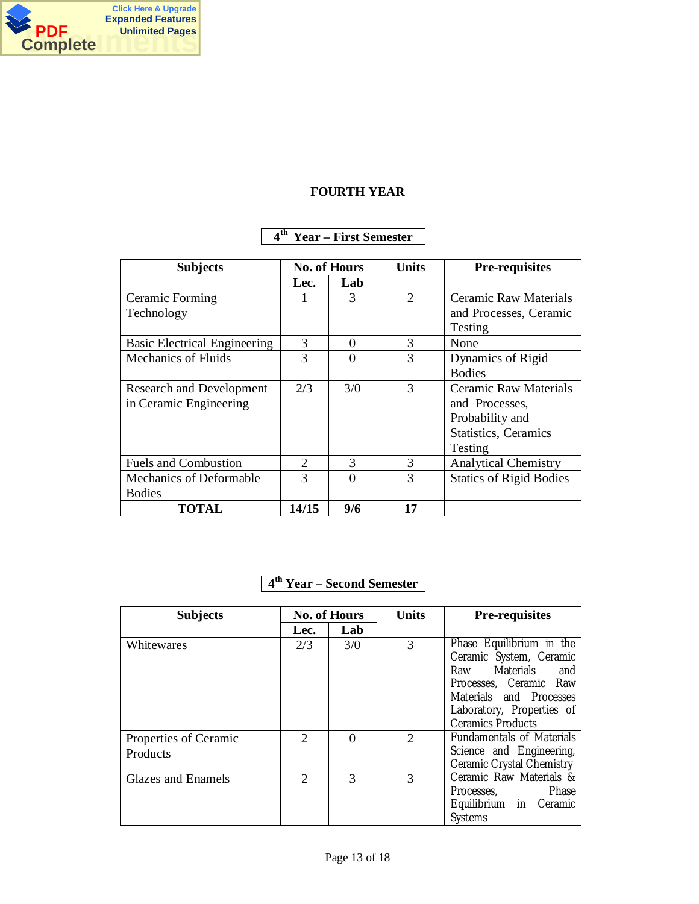# FOURTH YEAR

## 4th Year – First Semester

| Subjects | No. of Hours | | Units | Pre-requisites |
|---|---|---|---|---|
| | Lec. | Lab | | |
| Ceramic Forming Technology | 1 | 3 | 2 | Ceramic Raw Materials and Processes, Ceramic Testing |
| Basic Electrical Engineering | 3 | 0 | 3 | None |
| Mechanics of Fluids | 3 | 0 | 3 | Dynamics of Rigid Bodies |
| Research and Development in Ceramic Engineering | 2/3 | 3/0 | 3 | Ceramic Raw Materials and Processes, Probability and Statistics, Ceramics Testing |
| Fuels and Combustion | 2 | 3 | 3 | Analytical Chemistry |
| Mechanics of Deformable Bodies | 3 | 0 | 3 | Statics of Rigid Bodies |
| **TOTAL** | **14/15** | **9/6** | **17** | |

## 4th Year – Second Semester

| Subjects | No. of Hours | | Units | Pre-requisites |
|---|---|---|---|---|
| | Lec. | Lab | | |
| Whitewares | 2/3 | 3/0 | 3 | Phase Equilibrium in the Ceramic System, Ceramic Raw Materials and Processes, Ceramic Raw Materials and Processes Laboratory, Properties of Ceramics Products |
| Properties of Ceramic Products | 2 | 0 | 2 | Fundamentals of Materials Science and Engineering, Ceramic Crystal Chemistry |
| Glazes and Enamels | 2 | 3 | 3 | Ceramic Raw Materials & Processes, Phase Equilibrium in Ceramic Systems |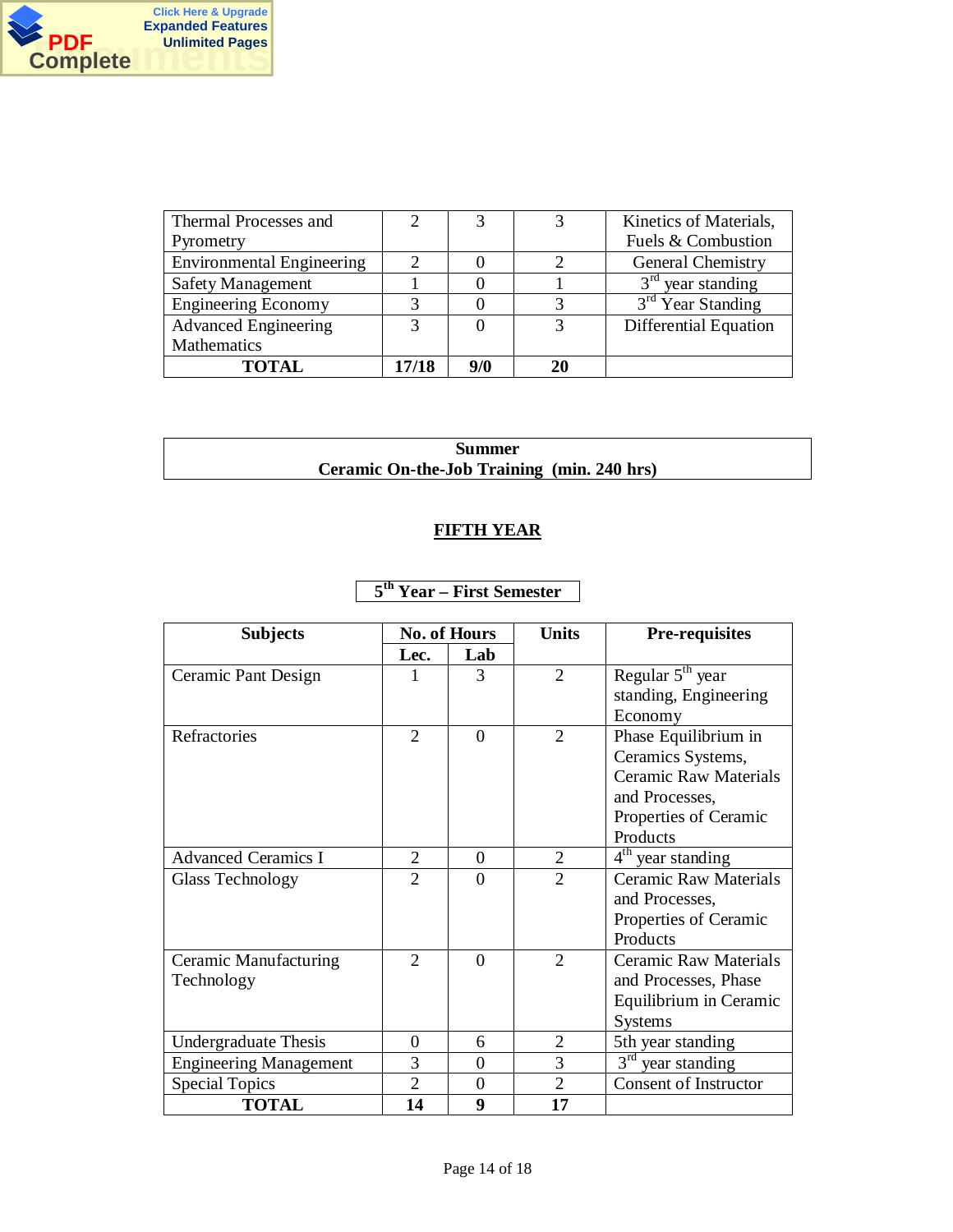| | | | | |
|---|---|---|---|---|
| Thermal Processes and Pyrometry | 2 | 3 | 3 | Kinetics of Materials, Fuels & Combustion |
| Environmental Engineering | 2 | 0 | 2 | General Chemistry |
| Safety Management | 1 | 0 | 1 | 3rd year standing |
| Engineering Economy | 3 | 0 | 3 | 3rd Year Standing |
| Advanced Engineering Mathematics | 3 | 0 | 3 | Differential Equation |
| **TOTAL** | **17/18** | **9/0** | **20** | |

**Summer**
**Ceramic On-the-Job Training (min. 240 hrs)**

## FIFTH YEAR

### 5th Year – First Semester

| Subjects | No. of Hours | | Units | Pre-requisites |
|---|---|---|---|---|
| | Lec. | Lab | | |
| Ceramic Pant Design | 1 | 3 | 2 | Regular 5th year standing, Engineering Economy |
| Refractories | 2 | 0 | 2 | Phase Equilibrium in Ceramics Systems, Ceramic Raw Materials and Processes, Properties of Ceramic Products |
| Advanced Ceramics I | 2 | 0 | 2 | 4th year standing |
| Glass Technology | 2 | 0 | 2 | Ceramic Raw Materials and Processes, Properties of Ceramic Products |
| Ceramic Manufacturing Technology | 2 | 0 | 2 | Ceramic Raw Materials and Processes, Phase Equilibrium in Ceramic Systems |
| Undergraduate Thesis | 0 | 6 | 2 | 5th year standing |
| Engineering Management | 3 | 0 | 3 | 3rd year standing |
| Special Topics | 2 | 0 | 2 | Consent of Instructor |
| **TOTAL** | **14** | **9** | **17** | |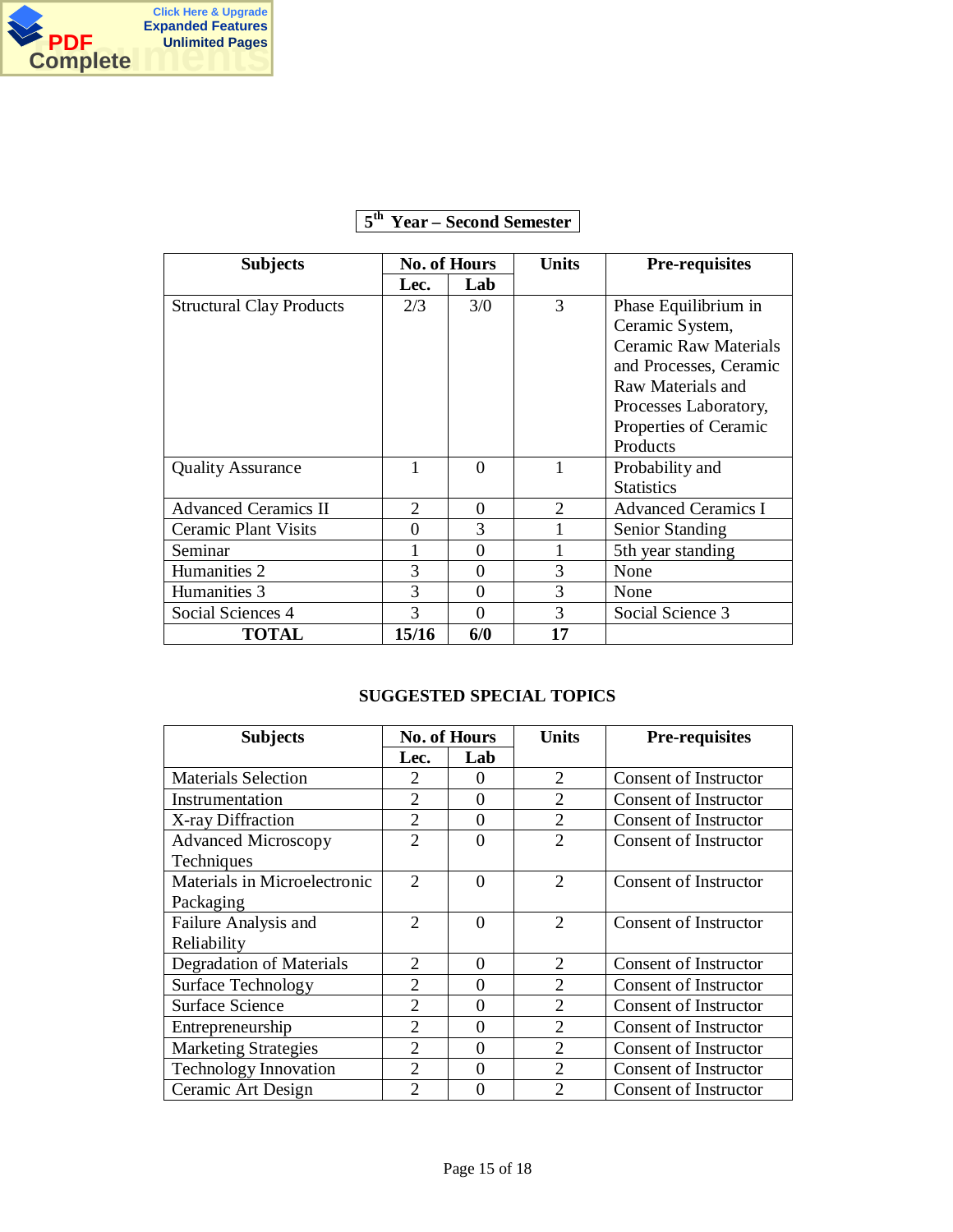## 5th Year – Second Semester

| Subjects | No. of Hours | | Units | Pre-requisites |
|---|---|---|---|---|
| | Lec. | Lab | | |
| Structural Clay Products | 2/3 | 3/0 | 3 | Phase Equilibrium in Ceramic System, Ceramic Raw Materials and Processes, Ceramic Raw Materials and Processes Laboratory, Properties of Ceramic Products |
| Quality Assurance | 1 | 0 | 1 | Probability and Statistics |
| Advanced Ceramics II | 2 | 0 | 2 | Advanced Ceramics I |
| Ceramic Plant Visits | 0 | 3 | 1 | Senior Standing |
| Seminar | 1 | 0 | 1 | 5th year standing |
| Humanities 2 | 3 | 0 | 3 | None |
| Humanities 3 | 3 | 0 | 3 | None |
| Social Sciences 4 | 3 | 0 | 3 | Social Science 3 |
| **TOTAL** | **15/16** | **6/0** | **17** | |

## SUGGESTED SPECIAL TOPICS

| Subjects | No. of Hours | | Units | Pre-requisites |
|---|---|---|---|---|
| | Lec. | Lab | | |
| Materials Selection | 2 | 0 | 2 | Consent of Instructor |
| Instrumentation | 2 | 0 | 2 | Consent of Instructor |
| X-ray Diffraction | 2 | 0 | 2 | Consent of Instructor |
| Advanced Microscopy Techniques | 2 | 0 | 2 | Consent of Instructor |
| Materials in Microelectronic Packaging | 2 | 0 | 2 | Consent of Instructor |
| Failure Analysis and Reliability | 2 | 0 | 2 | Consent of Instructor |
| Degradation of Materials | 2 | 0 | 2 | Consent of Instructor |
| Surface Technology | 2 | 0 | 2 | Consent of Instructor |
| Surface Science | 2 | 0 | 2 | Consent of Instructor |
| Entrepreneurship | 2 | 0 | 2 | Consent of Instructor |
| Marketing Strategies | 2 | 0 | 2 | Consent of Instructor |
| Technology Innovation | 2 | 0 | 2 | Consent of Instructor |
| Ceramic Art Design | 2 | 0 | 2 | Consent of Instructor |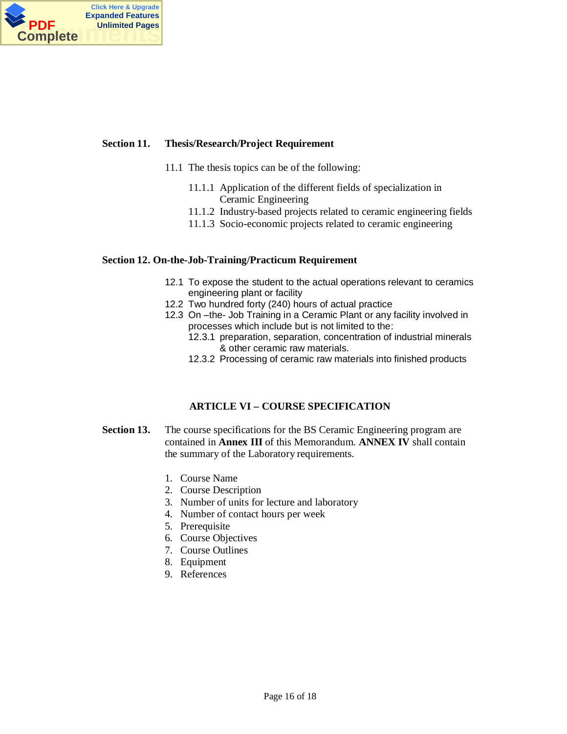**Section 11. Thesis/Research/Project Requirement**

11.1 The thesis topics can be of the following:

- 11.1.1 Application of the different fields of specialization in Ceramic Engineering
- 11.1.2 Industry-based projects related to ceramic engineering fields
- 11.1.3 Socio-economic projects related to ceramic engineering

**Section 12. On-the-Job-Training/Practicum Requirement**

12.1 To expose the student to the actual operations relevant to ceramics engineering plant or facility

12.2 Two hundred forty (240) hours of actual practice

12.3 On –the- Job Training in a Ceramic Plant or any facility involved in processes which include but is not limited to the:

- 12.3.1 preparation, separation, concentration of industrial minerals & other ceramic raw materials.
- 12.3.2 Processing of ceramic raw materials into finished products

## ARTICLE VI – COURSE SPECIFICATION

**Section 13.** The course specifications for the BS Ceramic Engineering program are contained in **Annex III** of this Memorandum. **ANNEX IV** shall contain the summary of the Laboratory requirements.

1. Course Name
2. Course Description
3. Number of units for lecture and laboratory
4. Number of contact hours per week
5. Prerequisite
6. Course Objectives
7. Course Outlines
8. Equipment
9. References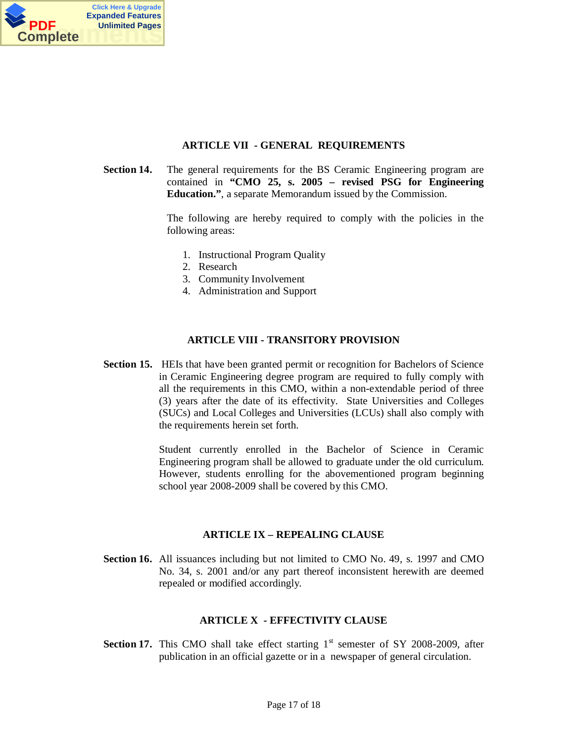## ARTICLE VII - GENERAL REQUIREMENTS

**Section 14.** The general requirements for the BS Ceramic Engineering program are contained in **"CMO 25, s. 2005 – revised PSG for Engineering Education."**, a separate Memorandum issued by the Commission.

The following are hereby required to comply with the policies in the following areas:

1. Instructional Program Quality
2. Research
3. Community Involvement
4. Administration and Support

## ARTICLE VIII - TRANSITORY PROVISION

**Section 15.** HEIs that have been granted permit or recognition for Bachelors of Science in Ceramic Engineering degree program are required to fully comply with all the requirements in this CMO, within a non-extendable period of three (3) years after the date of its effectivity. State Universities and Colleges (SUCs) and Local Colleges and Universities (LCUs) shall also comply with the requirements herein set forth.

Student currently enrolled in the Bachelor of Science in Ceramic Engineering program shall be allowed to graduate under the old curriculum. However, students enrolling for the abovementioned program beginning school year 2008-2009 shall be covered by this CMO.

## ARTICLE IX – REPEALING CLAUSE

**Section 16.** All issuances including but not limited to CMO No. 49, s. 1997 and CMO No. 34, s. 2001 and/or any part thereof inconsistent herewith are deemed repealed or modified accordingly.

## ARTICLE X - EFFECTIVITY CLAUSE

**Section 17.** This CMO shall take effect starting 1st semester of SY 2008-2009, after publication in an official gazette or in a newspaper of general circulation.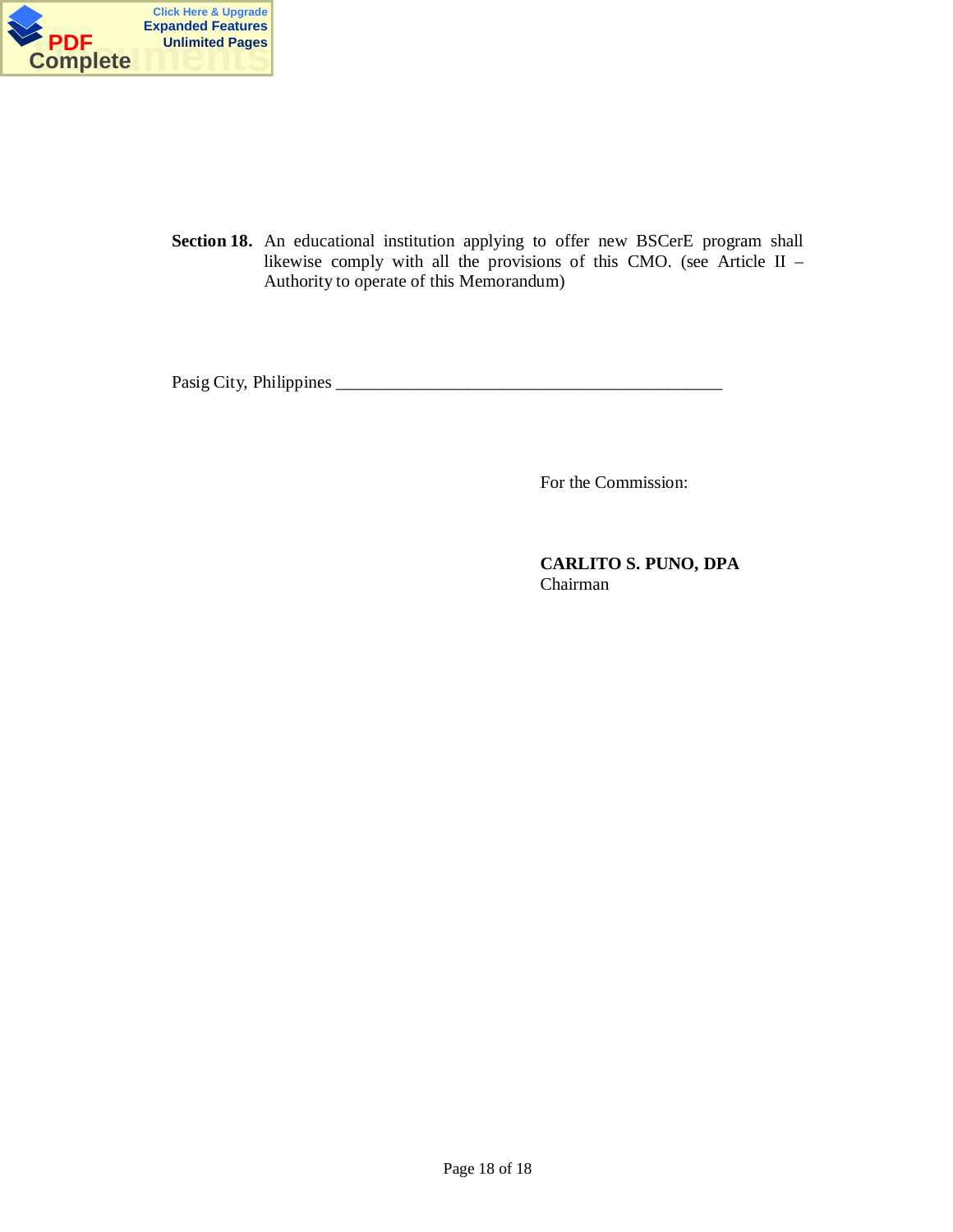**Section 18.** An educational institution applying to offer new BSCerE program shall likewise comply with all the provisions of this CMO. (see Article II – Authority to operate of this Memorandum)

Pasig City, Philippines ____________________________________________

For the Commission:

**CARLITO S. PUNO, DPA**
Chairman